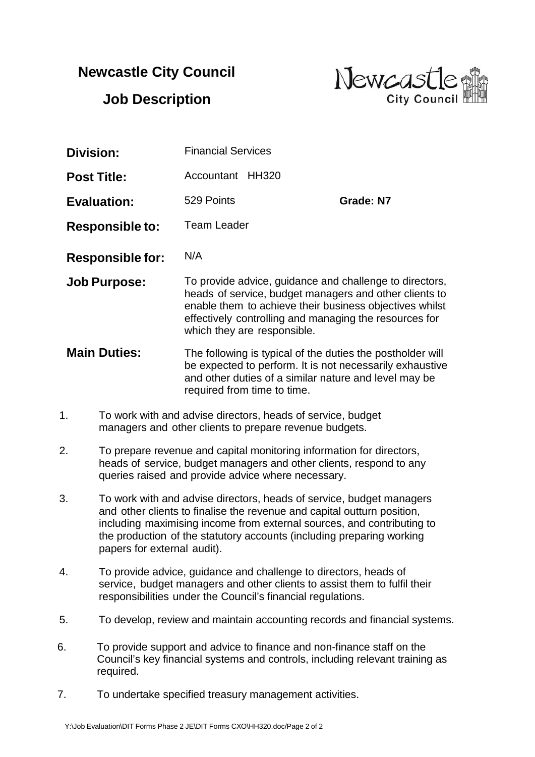# Newcastle City Council

## Job Description

| | | |
|---|---|---|
| **Division:** | Financial Services | |
| **Post Title:** | Accountant HH320 | |
| **Evaluation:** | 529 Points | **Grade: N7** |
| **Responsible to:** | Team Leader | |
| **Responsible for:** | N/A | |

**Job Purpose:** To provide advice, guidance and challenge to directors, heads of service, budget managers and other clients to enable them to achieve their business objectives whilst effectively controlling and managing the resources for which they are responsible.

**Main Duties:** The following is typical of the duties the postholder will be expected to perform. It is not necessarily exhaustive and other duties of a similar nature and level may be required from time to time.

1. To work with and advise directors, heads of service, budget managers and other clients to prepare revenue budgets.

2. To prepare revenue and capital monitoring information for directors, heads of service, budget managers and other clients, respond to any queries raised and provide advice where necessary.

3. To work with and advise directors, heads of service, budget managers and other clients to finalise the revenue and capital outturn position, including maximising income from external sources, and contributing to the production of the statutory accounts (including preparing working papers for external audit).

4. To provide advice, guidance and challenge to directors, heads of service, budget managers and other clients to assist them to fulfil their responsibilities under the Council's financial regulations.

5. To develop, review and maintain accounting records and financial systems.

6. To provide support and advice to finance and non-finance staff on the Council's key financial systems and controls, including relevant training as required.

7. To undertake specified treasury management activities.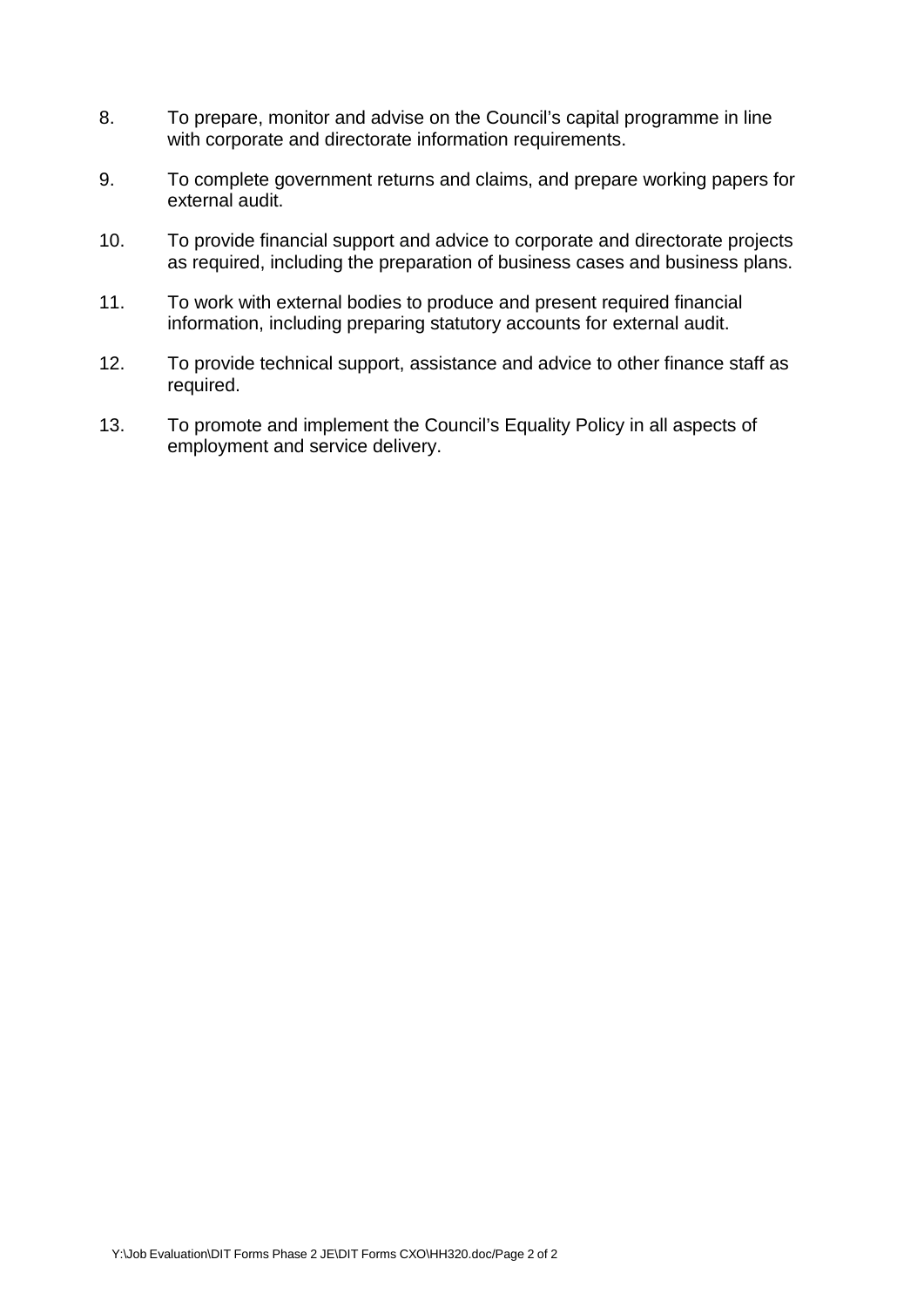8. To prepare, monitor and advise on the Council's capital programme in line with corporate and directorate information requirements.

9. To complete government returns and claims, and prepare working papers for external audit.

10. To provide financial support and advice to corporate and directorate projects as required, including the preparation of business cases and business plans.

11. To work with external bodies to produce and present required financial information, including preparing statutory accounts for external audit.

12. To provide technical support, assistance and advice to other finance staff as required.

13. To promote and implement the Council's Equality Policy in all aspects of employment and service delivery.